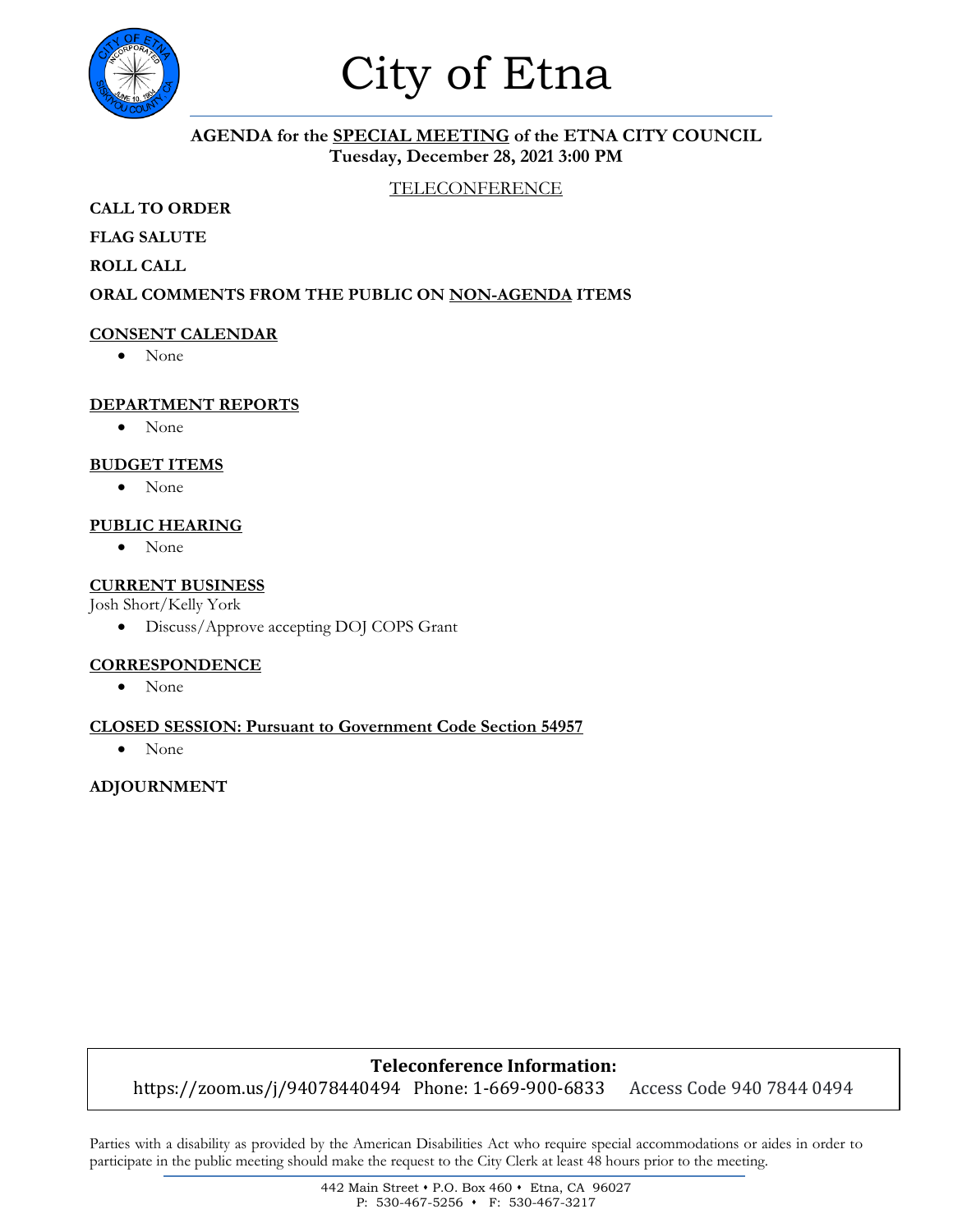# City of Etna

**AGENDA for the SPECIAL MEETING of the ETNA CITY COUNCIL**
**Tuesday, December 28, 2021 3:00 PM**

TELECONFERENCE

**CALL TO ORDER**

**FLAG SALUTE**

**ROLL CALL**

**ORAL COMMENTS FROM THE PUBLIC ON NON-AGENDA ITEMS**

**CONSENT CALENDAR**

- None

**DEPARTMENT REPORTS**

- None

**BUDGET ITEMS**

- None

**PUBLIC HEARING**

- None

**CURRENT BUSINESS**

Josh Short/Kelly York

- Discuss/Approve accepting DOJ COPS Grant

**CORRESPONDENCE**

- None

**CLOSED SESSION: Pursuant to Government Code Section 54957**

- None

**ADJOURNMENT**

**Teleconference Information:**
https://zoom.us/j/94078440494 Phone: 1-669-900-6833 Access Code 940 7844 0494

Parties with a disability as provided by the American Disabilities Act who require special accommodations or aides in order to participate in the public meeting should make the request to the City Clerk at least 48 hours prior to the meeting.

442 Main Street • P.O. Box 460 • Etna, CA 96027
P: 530-467-5256 • F: 530-467-3217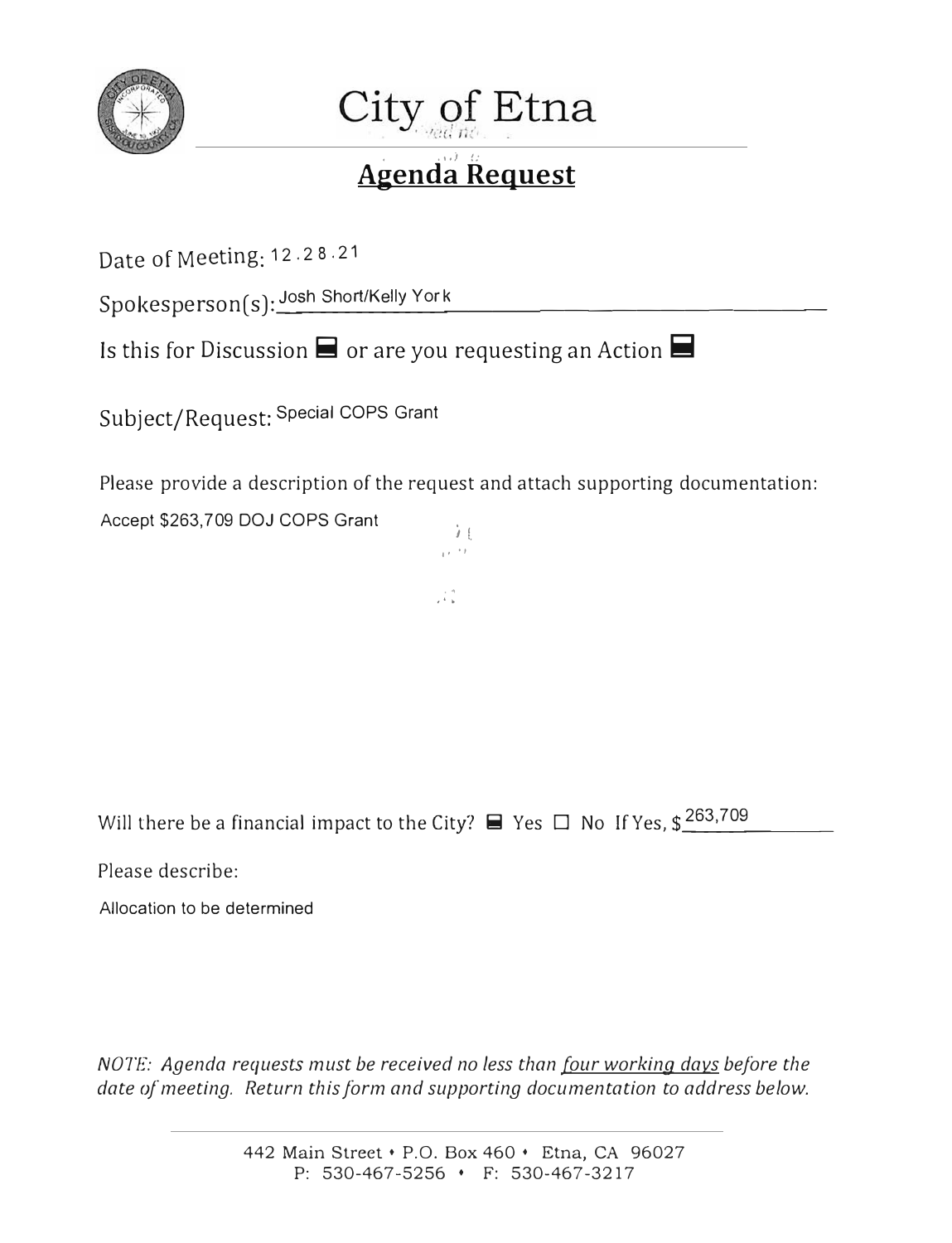# City of Etna

## Agenda Request

Date of Meeting: 12.28.21

Spokesperson(s): Josh Short/Kelly York

Is this for Discussion ■ or are you requesting an Action ■

Subject/Request: Special COPS Grant

Please provide a description of the request and attach supporting documentation:

Accept $263,709 DOJ COPS Grant

Will there be a financial impact to the City? ■ Yes ☐ No If Yes, $263,709

Please describe:

Allocation to be determined

*NOTE: Agenda requests must be received no less than* ***four working days*** *before the date of meeting. Return this form and supporting documentation to address below.*

442 Main Street • P.O. Box 460 • Etna, CA 96027
P: 530-467-5256 • F: 530-467-3217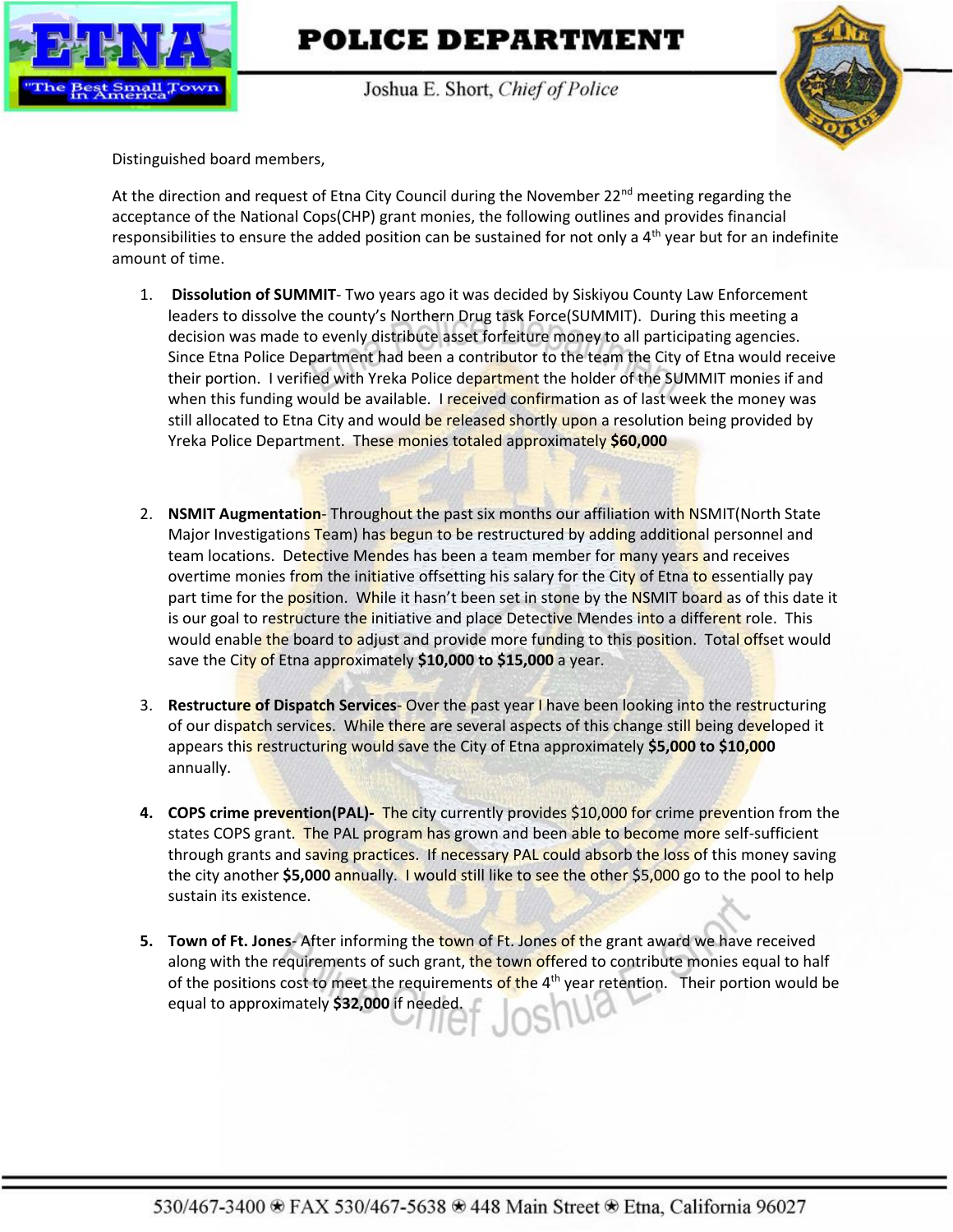# POLICE DEPARTMENT

Joshua E. Short, *Chief of Police*

Distinguished board members,

At the direction and request of Etna City Council during the November 22nd meeting regarding the acceptance of the National Cops(CHP) grant monies, the following outlines and provides financial responsibilities to ensure the added position can be sustained for not only a 4th year but for an indefinite amount of time.

1. **Dissolution of SUMMIT**- Two years ago it was decided by Siskiyou County Law Enforcement leaders to dissolve the county's Northern Drug task Force(SUMMIT). During this meeting a decision was made to evenly distribute asset forfeiture money to all participating agencies. Since Etna Police Department had been a contributor to the team the City of Etna would receive their portion. I verified with Yreka Police department the holder of the SUMMIT monies if and when this funding would be available. I received confirmation as of last week the money was still allocated to Etna City and would be released shortly upon a resolution being provided by Yreka Police Department. These monies totaled approximately **$60,000**

2. **NSMIT Augmentation**- Throughout the past six months our affiliation with NSMIT(North State Major Investigations Team) has begun to be restructured by adding additional personnel and team locations. Detective Mendes has been a team member for many years and receives overtime monies from the initiative offsetting his salary for the City of Etna to essentially pay part time for the position. While it hasn't been set in stone by the NSMIT board as of this date it is our goal to restructure the initiative and place Detective Mendes into a different role. This would enable the board to adjust and provide more funding to this position. Total offset would save the City of Etna approximately **$10,000 to $15,000** a year.

3. **Restructure of Dispatch Services**- Over the past year I have been looking into the restructuring of our dispatch services. While there are several aspects of this change still being developed it appears this restructuring would save the City of Etna approximately **$5,000 to $10,000** annually.

4. **COPS crime prevention(PAL)-** The city currently provides $10,000 for crime prevention from the states COPS grant. The PAL program has grown and been able to become more self-sufficient through grants and saving practices. If necessary PAL could absorb the loss of this money saving the city another **$5,000** annually. I would still like to see the other $5,000 go to the pool to help sustain its existence.

5. **Town of Ft. Jones**- After informing the town of Ft. Jones of the grant award we have received along with the requirements of such grant, the town offered to contribute monies equal to half of the positions cost to meet the requirements of the 4th year retention. Their portion would be equal to approximately **$32,000** if needed.

530/467-3400 ❀ FAX 530/467-5638 ❀ 448 Main Street ❀ Etna, California 96027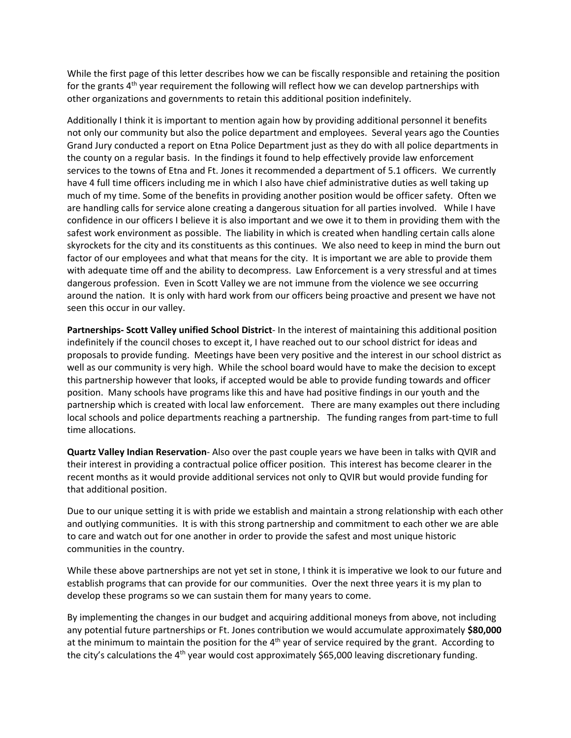While the first page of this letter describes how we can be fiscally responsible and retaining the position for the grants 4th year requirement the following will reflect how we can develop partnerships with other organizations and governments to retain this additional position indefinitely.

Additionally I think it is important to mention again how by providing additional personnel it benefits not only our community but also the police department and employees. Several years ago the Counties Grand Jury conducted a report on Etna Police Department just as they do with all police departments in the county on a regular basis. In the findings it found to help effectively provide law enforcement services to the towns of Etna and Ft. Jones it recommended a department of 5.1 officers. We currently have 4 full time officers including me in which I also have chief administrative duties as well taking up much of my time. Some of the benefits in providing another position would be officer safety. Often we are handling calls for service alone creating a dangerous situation for all parties involved. While I have confidence in our officers I believe it is also important and we owe it to them in providing them with the safest work environment as possible. The liability in which is created when handling certain calls alone skyrockets for the city and its constituents as this continues. We also need to keep in mind the burn out factor of our employees and what that means for the city. It is important we are able to provide them with adequate time off and the ability to decompress. Law Enforcement is a very stressful and at times dangerous profession. Even in Scott Valley we are not immune from the violence we see occurring around the nation. It is only with hard work from our officers being proactive and present we have not seen this occur in our valley.

**Partnerships- Scott Valley unified School District**- In the interest of maintaining this additional position indefinitely if the council choses to except it, I have reached out to our school district for ideas and proposals to provide funding. Meetings have been very positive and the interest in our school district as well as our community is very high. While the school board would have to make the decision to except this partnership however that looks, if accepted would be able to provide funding towards and officer position. Many schools have programs like this and have had positive findings in our youth and the partnership which is created with local law enforcement. There are many examples out there including local schools and police departments reaching a partnership. The funding ranges from part-time to full time allocations.

**Quartz Valley Indian Reservation**- Also over the past couple years we have been in talks with QVIR and their interest in providing a contractual police officer position. This interest has become clearer in the recent months as it would provide additional services not only to QVIR but would provide funding for that additional position.

Due to our unique setting it is with pride we establish and maintain a strong relationship with each other and outlying communities. It is with this strong partnership and commitment to each other we are able to care and watch out for one another in order to provide the safest and most unique historic communities in the country.

While these above partnerships are not yet set in stone, I think it is imperative we look to our future and establish programs that can provide for our communities. Over the next three years it is my plan to develop these programs so we can sustain them for many years to come.

By implementing the changes in our budget and acquiring additional moneys from above, not including any potential future partnerships or Ft. Jones contribution we would accumulate approximately **$80,000** at the minimum to maintain the position for the 4th year of service required by the grant. According to the city's calculations the 4th year would cost approximately $65,000 leaving discretionary funding.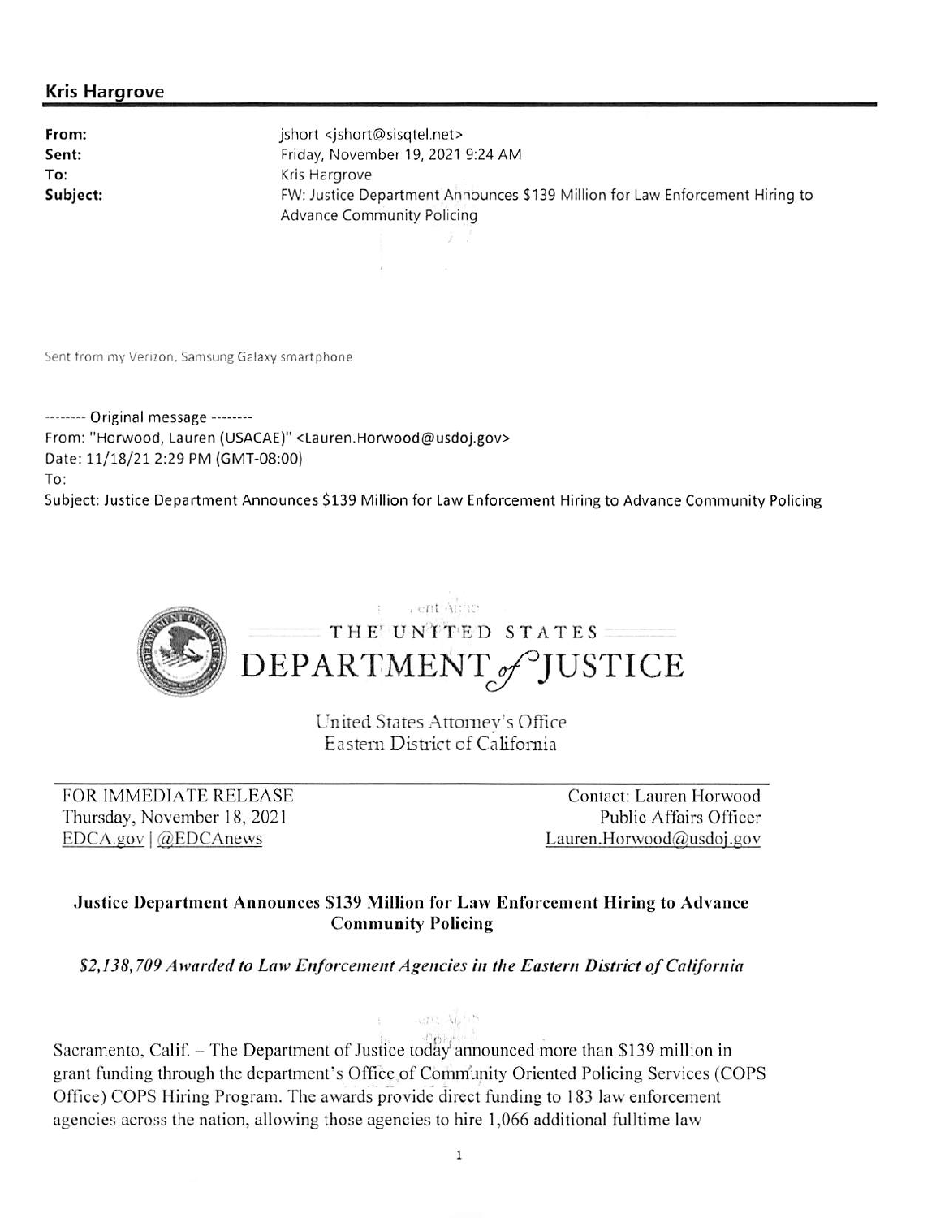**Kris Hargrove**

**From:** jshort <jshort@sisqtel.net>
**Sent:** Friday, November 19, 2021 9:24 AM
**To:** Kris Hargrove
**Subject:** FW: Justice Department Announces $139 Million for Law Enforcement Hiring to Advance Community Policing

Sent from my Verizon, Samsung Galaxy smartphone

-------- Original message --------
From: "Horwood, Lauren (USACAE)" <Lauren.Horwood@usdoj.gov>
Date: 11/18/21 2:29 PM (GMT-08:00)
To:
Subject: Justice Department Announces $139 Million for Law Enforcement Hiring to Advance Community Policing

THE UNITED STATES DEPARTMENT of JUSTICE

United States Attorney's Office
Eastern District of California

FOR IMMEDIATE RELEASE
Thursday, November 18, 2021
EDCA.gov | @EDCAnews

Contact: Lauren Horwood
Public Affairs Officer
Lauren.Horwood@usdoj.gov

**Justice Department Announces $139 Million for Law Enforcement Hiring to Advance Community Policing**

***$2,138,709 Awarded to Law Enforcement Agencies in the Eastern District of California***

Sacramento, Calif. – The Department of Justice today announced more than $139 million in grant funding through the department's Office of Community Oriented Policing Services (COPS Office) COPS Hiring Program. The awards provide direct funding to 183 law enforcement agencies across the nation, allowing those agencies to hire 1,066 additional fulltime law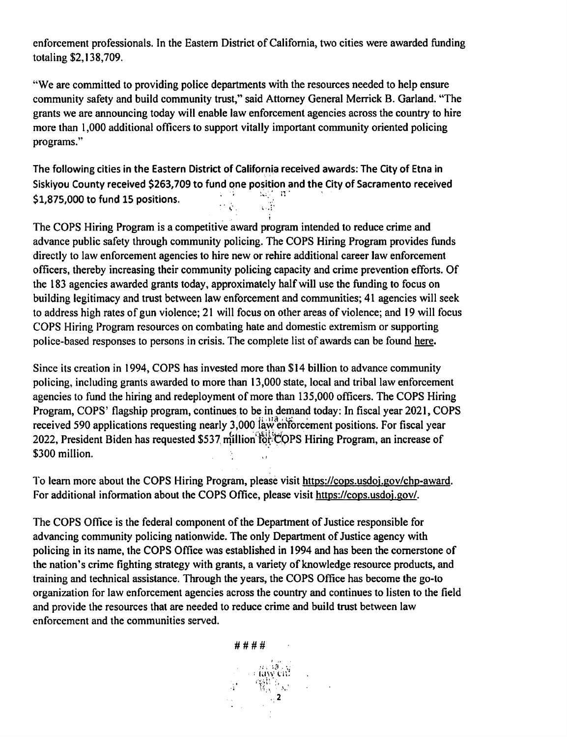enforcement professionals. In the Eastern District of California, two cities were awarded funding totaling $2,138,709.

"We are committed to providing police departments with the resources needed to help ensure community safety and build community trust," said Attorney General Merrick B. Garland. "The grants we are announcing today will enable law enforcement agencies across the country to hire more than 1,000 additional officers to support vitally important community oriented policing programs."

**The following cities in the Eastern District of California received awards: The City of Etna in Siskiyou County received $263,709 to fund one position and the City of Sacramento received $1,875,000 to fund 15 positions.**

The COPS Hiring Program is a competitive award program intended to reduce crime and advance public safety through community policing. The COPS Hiring Program provides funds directly to law enforcement agencies to hire new or rehire additional career law enforcement officers, thereby increasing their community policing capacity and crime prevention efforts. Of the 183 agencies awarded grants today, approximately half will use the funding to focus on building legitimacy and trust between law enforcement and communities; 41 agencies will seek to address high rates of gun violence; 21 will focus on other areas of violence; and 19 will focus COPS Hiring Program resources on combating hate and domestic extremism or supporting police-based responses to persons in crisis. The complete list of awards can be found here.

Since its creation in 1994, COPS has invested more than $14 billion to advance community policing, including grants awarded to more than 13,000 state, local and tribal law enforcement agencies to fund the hiring and redeployment of more than 135,000 officers. The COPS Hiring Program, COPS' flagship program, continues to be in demand today: In fiscal year 2021, COPS received 590 applications requesting nearly 3,000 law enforcement positions. For fiscal year 2022, President Biden has requested $537 million for COPS Hiring Program, an increase of $300 million.

To learn more about the COPS Hiring Program, please visit https://cops.usdoj.gov/chp-award. For additional information about the COPS Office, please visit https://cops.usdoj.gov/.

The COPS Office is the federal component of the Department of Justice responsible for advancing community policing nationwide. The only Department of Justice agency with policing in its name, the COPS Office was established in 1994 and has been the cornerstone of the nation's crime fighting strategy with grants, a variety of knowledge resource products, and training and technical assistance. Through the years, the COPS Office has become the go-to organization for law enforcement agencies across the country and continues to listen to the field and provide the resources that are needed to reduce crime and build trust between law enforcement and the communities served.

####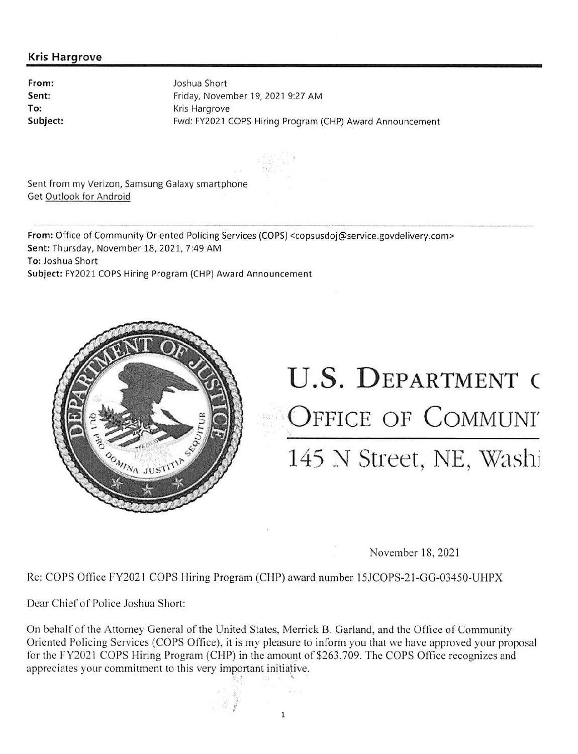**Kris Hargrove**

| | |
|---|---|
| **From:** | Joshua Short |
| **Sent:** | Friday, November 19, 2021 9:27 AM |
| **To:** | Kris Hargrove |
| **Subject:** | Fwd: FY2021 COPS Hiring Program (CHP) Award Announcement |

Sent from my Verizon, Samsung Galaxy smartphone
Get Outlook for Android

---

**From:** Office of Community Oriented Policing Services (COPS) <copsusdoj@service.govdelivery.com>
**Sent:** Thursday, November 18, 2021, 7:49 AM
**To:** Joshua Short
**Subject:** FY2021 COPS Hiring Program (CHP) Award Announcement

# U.S. Department (
## Office of Communi'
145 N Street, NE, Washi

November 18, 2021

Re: COPS Office FY2021 COPS Hiring Program (CHP) award number 15JCOPS-21-GG-03450-UHPX

Dear Chief of Police Joshua Short:

On behalf of the Attorney General of the United States, Merrick B. Garland, and the Office of Community Oriented Policing Services (COPS Office), it is my pleasure to inform you that we have approved your proposal for the FY2021 COPS Hiring Program (CHP) in the amount of $263,709. The COPS Office recognizes and appreciates your commitment to this very important initiative.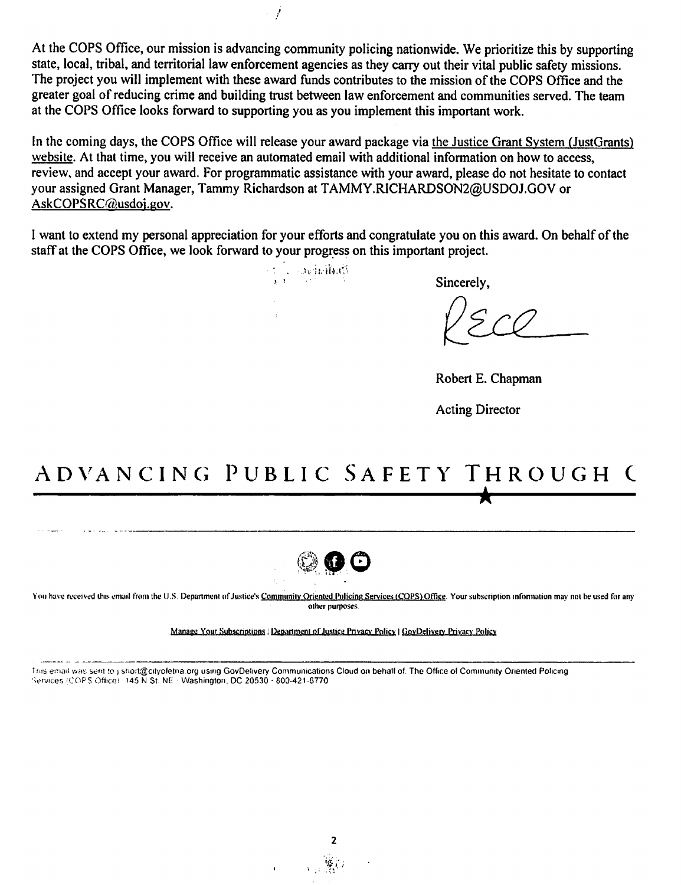At the COPS Office, our mission is advancing community policing nationwide. We prioritize this by supporting state, local, tribal, and territorial law enforcement agencies as they carry out their vital public safety missions. The project you will implement with these award funds contributes to the mission of the COPS Office and the greater goal of reducing crime and building trust between law enforcement and communities served. The team at the COPS Office looks forward to supporting you as you implement this important work.

In the coming days, the COPS Office will release your award package via the Justice Grant System (JustGrants) website. At that time, you will receive an automated email with additional information on how to access, review, and accept your award. For programmatic assistance with your award, please do not hesitate to contact your assigned Grant Manager, Tammy Richardson at TAMMY.RICHARDSON2@USDOJ.GOV or AskCOPSRC@usdoj.gov.

I want to extend my personal appreciation for your efforts and congratulate you on this award. On behalf of the staff at the COPS Office, we look forward to your progress on this important project.

Sincerely,

Robert E. Chapman

Acting Director

# ADVANCING PUBLIC SAFETY THROUGH (

You have received this email from the U.S. Department of Justice's Community Oriented Policing Services (COPS) Office. Your subscription information may not be used for any other purposes.

Manage Your Subscriptions | Department of Justice Privacy Policy | GovDelivery Privacy Policy

This email was sent to j short@cityofetna.org using GovDelivery Communications Cloud on behalf of: The Office of Community Oriented Policing Services (COPS Office) · 145 N St. NE · Washington, DC 20530 · 800-421-6770